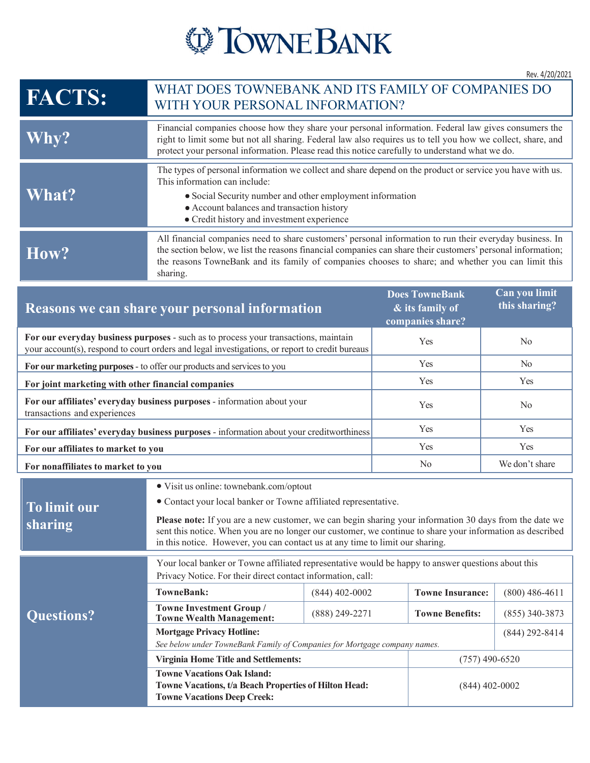# TowneBank

Rev. 4/20/2021

| **FACTS:** | WHAT DOES TOWNEBANK AND ITS FAMILY OF COMPANIES DO WITH YOUR PERSONAL INFORMATION? |
|---|---|
| **Why?** | Financial companies choose how they share your personal information. Federal law gives consumers the right to limit some but not all sharing. Federal law also requires us to tell you how we collect, share, and protect your personal information. Please read this notice carefully to understand what we do. |
| **What?** | The types of personal information we collect and share depend on the product or service you have with us. This information can include:<br>• Social Security number and other employment information<br>• Account balances and transaction history<br>• Credit history and investment experience |
| **How?** | All financial companies need to share customers' personal information to run their everyday business. In the section below, we list the reasons financial companies can share their customers' personal information; the reasons TowneBank and its family of companies chooses to share; and whether you can limit this sharing. |

| Reasons we can share your personal information | Does TowneBank & its family of companies share? | Can you limit this sharing? |
|---|---|---|
| **For our everyday business purposes** - such as to process your transactions, maintain your account(s), respond to court orders and legal investigations, or report to credit bureaus | Yes | No |
| **For our marketing purposes** - to offer our products and services to you | Yes | No |
| **For joint marketing with other financial companies** | Yes | Yes |
| **For our affiliates' everyday business purposes** - information about your transactions and experiences | Yes | No |
| **For our affiliates' everyday business purposes** - information about your creditworthiness | Yes | Yes |
| **For our affiliates to market to you** | Yes | Yes |
| **For nonaffiliates to market to you** | No | We don't share |

| **To limit our sharing** | • Visit us online: townebank.com/optout<br>• Contact your local banker or Towne affiliated representative.<br>**Please note:** If you are a new customer, we can begin sharing your information 30 days from the date we sent this notice. When you are no longer our customer, we continue to share your information as described in this notice. However, you can contact us at any time to limit our sharing. |
|---|---|

**Questions?**

Your local banker or Towne affiliated representative would be happy to answer questions about this Privacy Notice. For their direct contact information, call:

| | | | |
|---|---|---|---|
| **TowneBank:** | (844) 402-0002 | **Towne Insurance:** | (800) 486-4611 |
| **Towne Investment Group / Towne Wealth Management:** | (888) 249-2271 | **Towne Benefits:** | (855) 340-3873 |
| **Mortgage Privacy Hotline:**<br>*See below under TowneBank Family of Companies for Mortgage company names.* | | | (844) 292-8414 |
| **Virginia Home Title and Settlements:** | | (757) 490-6520 | |
| **Towne Vacations Oak Island:**<br>**Towne Vacations, t/a Beach Properties of Hilton Head:**<br>**Towne Vacations Deep Creek:** | | (844) 402-0002 | |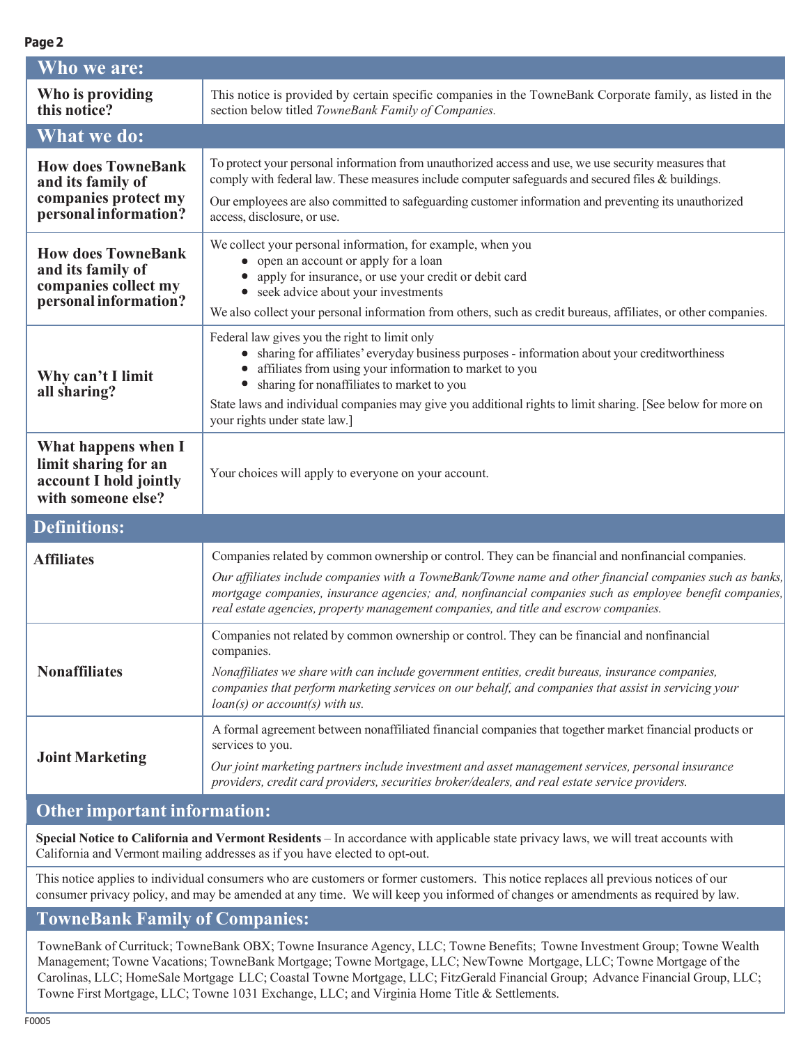## Who we are:

| | |
|---|---|
| **Who is providing this notice?** | This notice is provided by certain specific companies in the TowneBank Corporate family, as listed in the section below titled *TowneBank Family of Companies.* |

## What we do:

| | |
|---|---|
| **How does TowneBank and its family of companies protect my personal information?** | To protect your personal information from unauthorized access and use, we use security measures that comply with federal law. These measures include computer safeguards and secured files & buildings. Our employees are also committed to safeguarding customer information and preventing its unauthorized access, disclosure, or use. |
| **How does TowneBank and its family of companies collect my personal information?** | We collect your personal information, for example, when you • open an account or apply for a loan • apply for insurance, or use your credit or debit card • seek advice about your investments. We also collect your personal information from others, such as credit bureaus, affiliates, or other companies. |
| **Why can't I limit all sharing?** | Federal law gives you the right to limit only • sharing for affiliates' everyday business purposes - information about your creditworthiness • affiliates from using your information to market to you • sharing for nonaffiliates to market to you. State laws and individual companies may give you additional rights to limit sharing. [See below for more on your rights under state law.] |
| **What happens when I limit sharing for an account I hold jointly with someone else?** | Your choices will apply to everyone on your account. |

## Definitions:

| | |
|---|---|
| **Affiliates** | Companies related by common ownership or control. They can be financial and nonfinancial companies. *Our affiliates include companies with a TowneBank/Towne name and other financial companies such as banks, mortgage companies, insurance agencies; and, nonfinancial companies such as employee benefit companies, real estate agencies, property management companies, and title and escrow companies.* |
| **Nonaffiliates** | Companies not related by common ownership or control. They can be financial and nonfinancial companies. *Nonaffiliates we share with can include government entities, credit bureaus, insurance companies, companies that perform marketing services on our behalf, and companies that assist in servicing your loan(s) or account(s) with us.* |
| **Joint Marketing** | A formal agreement between nonaffiliated financial companies that together market financial products or services to you. *Our joint marketing partners include investment and asset management services, personal insurance providers, credit card providers, securities broker/dealers, and real estate service providers.* |

## Other important information:

**Special Notice to California and Vermont Residents** – In accordance with applicable state privacy laws, we will treat accounts with California and Vermont mailing addresses as if you have elected to opt-out.

This notice applies to individual consumers who are customers or former customers. This notice replaces all previous notices of our consumer privacy policy, and may be amended at any time. We will keep you informed of changes or amendments as required by law.

## TowneBank Family of Companies:

TowneBank of Currituck; TowneBank OBX; Towne Insurance Agency, LLC; Towne Benefits; Towne Investment Group; Towne Wealth Management; Towne Vacations; TowneBank Mortgage; Towne Mortgage, LLC; NewTowne Mortgage, LLC; Towne Mortgage of the Carolinas, LLC; HomeSale Mortgage LLC; Coastal Towne Mortgage, LLC; FitzGerald Financial Group; Advance Financial Group, LLC; Towne First Mortgage, LLC; Towne 1031 Exchange, LLC; and Virginia Home Title & Settlements.

F0005